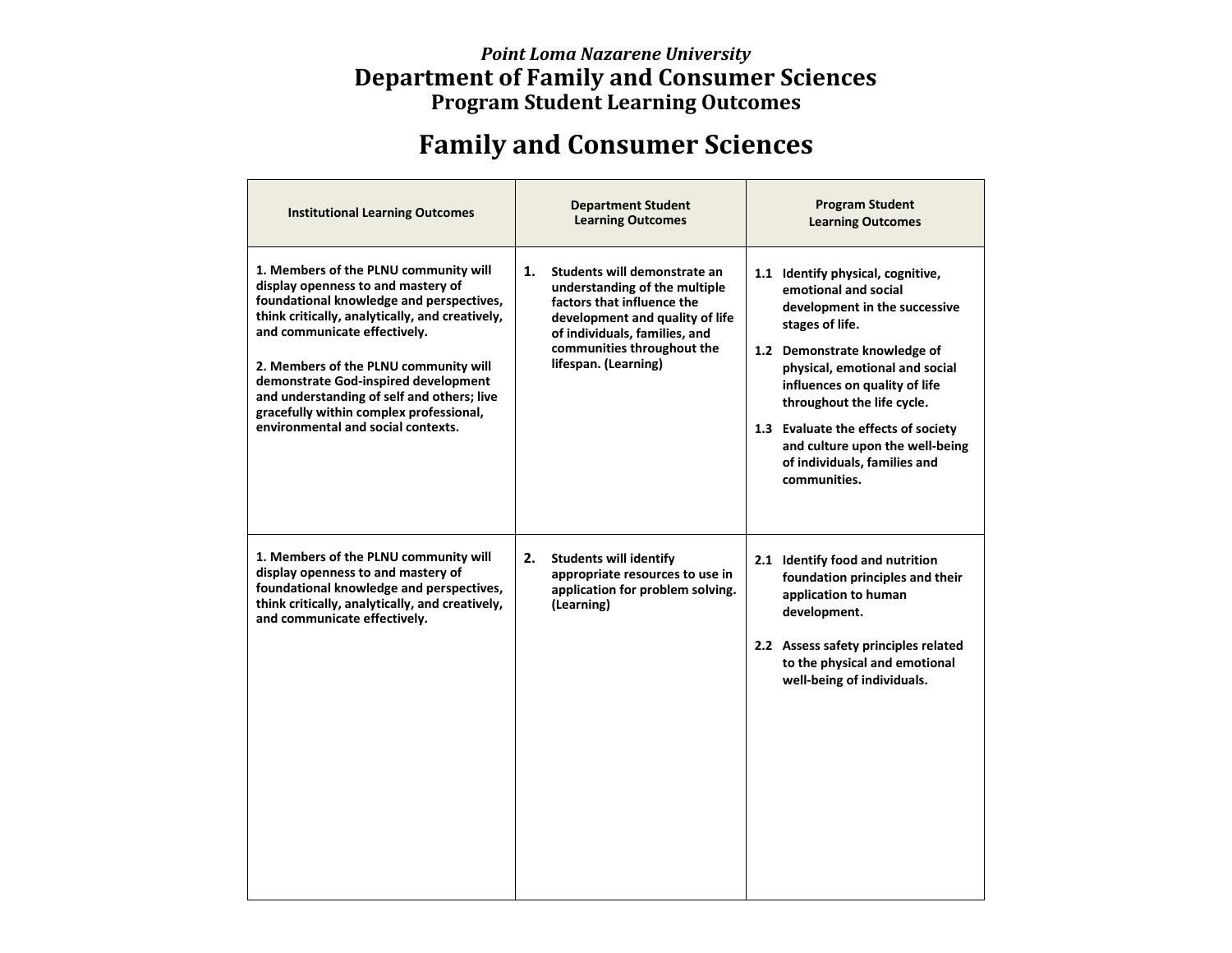*Point Loma Nazarene University*

# Department of Family and Consumer Sciences

## Program Student Learning Outcomes

# Family and Consumer Sciences

| Institutional Learning Outcomes | Department Student Learning Outcomes | Program Student Learning Outcomes |
|---|---|---|
| **1. Members of the PLNU community will display openness to and mastery of foundational knowledge and perspectives, think critically, analytically, and creatively, and communicate effectively.**<br><br>**2. Members of the PLNU community will demonstrate God-inspired development and understanding of self and others; live gracefully within complex professional, environmental and social contexts.** | **1. Students will demonstrate an understanding of the multiple factors that influence the development and quality of life of individuals, families, and communities throughout the lifespan. (Learning)** | **1.1 Identify physical, cognitive, emotional and social development in the successive stages of life.**<br><br>**1.2 Demonstrate knowledge of physical, emotional and social influences on quality of life throughout the life cycle.**<br><br>**1.3 Evaluate the effects of society and culture upon the well-being of individuals, families and communities.** |
| **1. Members of the PLNU community will display openness to and mastery of foundational knowledge and perspectives, think critically, analytically, and creatively, and communicate effectively.** | **2. Students will identify appropriate resources to use in application for problem solving. (Learning)** | **2.1 Identify food and nutrition foundation principles and their application to human development.**<br><br>**2.2 Assess safety principles related to the physical and emotional well-being of individuals.** |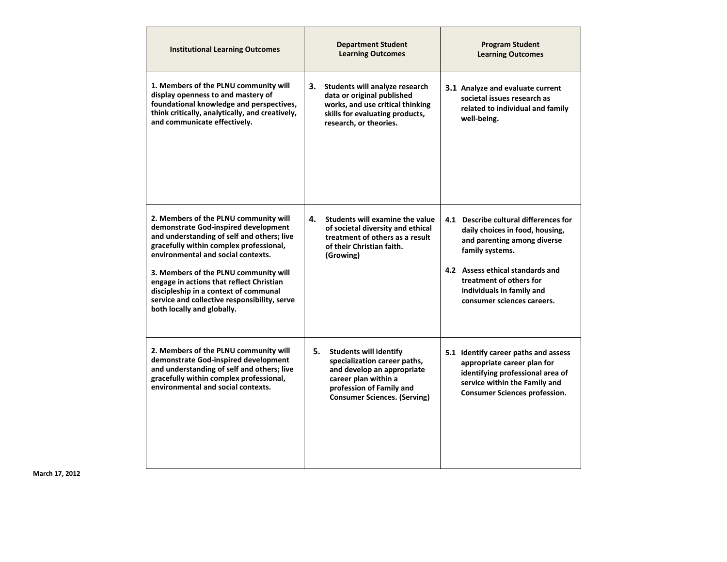| Institutional Learning Outcomes | Department Student Learning Outcomes | Program Student Learning Outcomes |
|---|---|---|
| **1. Members of the PLNU community will display openness to and mastery of foundational knowledge and perspectives, think critically, analytically, and creatively, and communicate effectively.** | **3. Students will analyze research data or original published works, and use critical thinking skills for evaluating products, research, or theories.** | **3.1 Analyze and evaluate current societal issues research as related to individual and family well-being.** |
| **2. Members of the PLNU community will demonstrate God-inspired development and understanding of self and others; live gracefully within complex professional, environmental and social contexts.** <br><br> **3. Members of the PLNU community will engage in actions that reflect Christian discipleship in a context of communal service and collective responsibility, serve both locally and globally.** | **4. Students will examine the value of societal diversity and ethical treatment of others as a result of their Christian faith. (Growing)** | **4.1 Describe cultural differences for daily choices in food, housing, and parenting among diverse family systems.** <br><br> **4.2 Assess ethical standards and treatment of others for individuals in family and consumer sciences careers.** |
| **2. Members of the PLNU community will demonstrate God-inspired development and understanding of self and others; live gracefully within complex professional, environmental and social contexts.** | **5. Students will identify specialization career paths, and develop an appropriate career plan within a profession of Family and Consumer Sciences. (Serving)** | **5.1 Identify career paths and assess appropriate career plan for identifying professional area of service within the Family and Consumer Sciences profession.** |

**March 17, 2012**